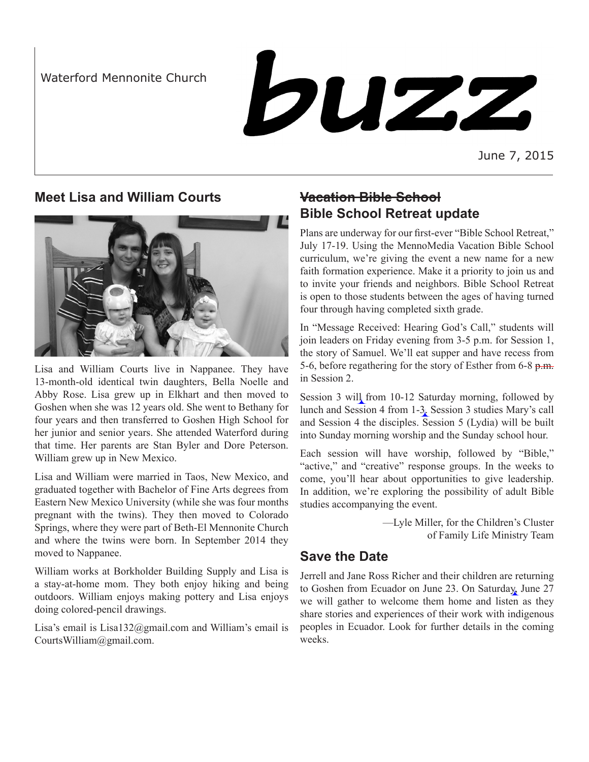Waterford Mennonite Church

# buzz

June 7, 2015

## Meet Lisa and William Courts

Lisa and William Courts live in Nappanee. They have 13-month-old identical twin daughters, Bella Noelle and Abby Rose. Lisa grew up in Elkhart and then moved to Goshen when she was 12 years old. She went to Bethany for four years and then transferred to Goshen High School for her junior and senior years. She attended Waterford during that time. Her parents are Stan Byler and Dore Peterson. William grew up in New Mexico.

Lisa and William were married in Taos, New Mexico, and graduated together with Bachelor of Fine Arts degrees from Eastern New Mexico University (while she was four months pregnant with the twins). They then moved to Colorado Springs, where they were part of Beth-El Mennonite Church and where the twins were born. In September 2014 they moved to Nappanee.

William works at Borkholder Building Supply and Lisa is a stay-at-home mom. They both enjoy hiking and being outdoors. William enjoys making pottery and Lisa enjoys doing colored-pencil drawings.

Lisa's email is Lisa132@gmail.com and William's email is CourtsWilliam@gmail.com.

## ~~Vacation Bible School~~ Bible School Retreat update

Plans are underway for our first-ever "Bible School Retreat," July 17-19. Using the MennoMedia Vacation Bible School curriculum, we're giving the event a new name for a new faith formation experience. Make it a priority to join us and to invite your friends and neighbors. Bible School Retreat is open to those students between the ages of having turned four through having completed sixth grade.

In "Message Received: Hearing God's Call," students will join leaders on Friday evening from 3-5 p.m. for Session 1, the story of Samuel. We'll eat supper and have recess from 5-6, before regathering for the story of Esther from 6-8 ~~p.m.~~ in Session 2.

Session 3 will from 10-12 Saturday morning, followed by lunch and Session 4 from 1-3. Session 3 studies Mary's call and Session 4 the disciples. Session 5 (Lydia) will be built into Sunday morning worship and the Sunday school hour.

Each session will have worship, followed by "Bible," "active," and "creative" response groups. In the weeks to come, you'll hear about opportunities to give leadership. In addition, we're exploring the possibility of adult Bible studies accompanying the event.

—Lyle Miller, for the Children's Cluster of Family Life Ministry Team

## Save the Date

Jerrell and Jane Ross Richer and their children are returning to Goshen from Ecuador on June 23. On Saturday, June 27 we will gather to welcome them home and listen as they share stories and experiences of their work with indigenous peoples in Ecuador. Look for further details in the coming weeks.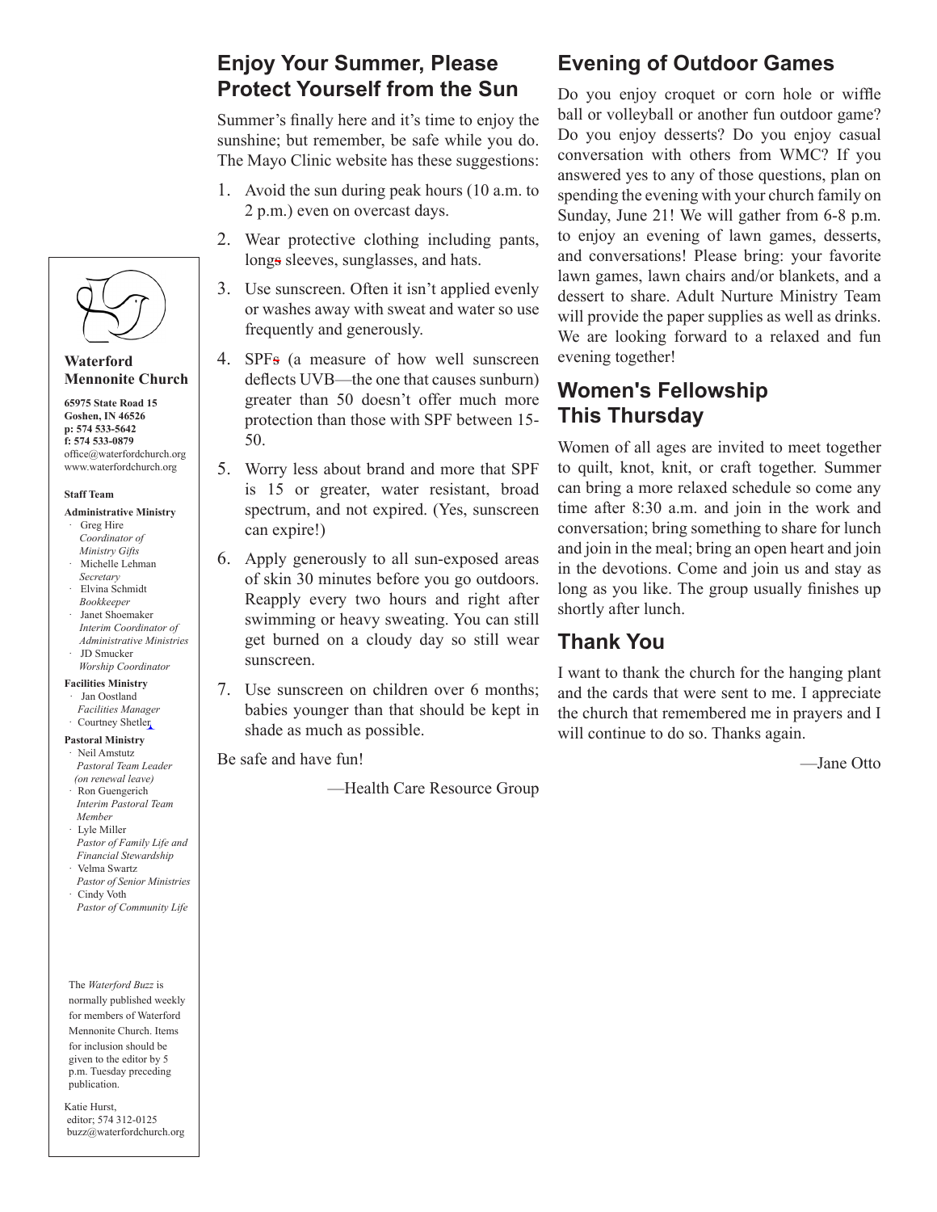## Enjoy Your Summer, Please Protect Yourself from the Sun

Summer's finally here and it's time to enjoy the sunshine; but remember, be safe while you do. The Mayo Clinic website has these suggestions:

1. Avoid the sun during peak hours (10 a.m. to 2 p.m.) even on overcast days.
2. Wear protective clothing including pants, longs sleeves, sunglasses, and hats.
3. Use sunscreen. Often it isn't applied evenly or washes away with sweat and water so use frequently and generously.
4. SPFs (a measure of how well sunscreen deflects UVB—the one that causes sunburn) greater than 50 doesn't offer much more protection than those with SPF between 15-50.
5. Worry less about brand and more that SPF is 15 or greater, water resistant, broad spectrum, and not expired. (Yes, sunscreen can expire!)
6. Apply generously to all sun-exposed areas of skin 30 minutes before you go outdoors. Reapply every two hours and right after swimming or heavy sweating. You can still get burned on a cloudy day so still wear sunscreen.
7. Use sunscreen on children over 6 months; babies younger than that should be kept in shade as much as possible.

Be safe and have fun!

—Health Care Resource Group

## Evening of Outdoor Games

Do you enjoy croquet or corn hole or wiffle ball or volleyball or another fun outdoor game? Do you enjoy desserts? Do you enjoy casual conversation with others from WMC? If you answered yes to any of those questions, plan on spending the evening with your church family on Sunday, June 21! We will gather from 6-8 p.m. to enjoy an evening of lawn games, desserts, and conversations! Please bring: your favorite lawn games, lawn chairs and/or blankets, and a dessert to share. Adult Nurture Ministry Team will provide the paper supplies as well as drinks. We are looking forward to a relaxed and fun evening together!

## Women's Fellowship This Thursday

Women of all ages are invited to meet together to quilt, knot, knit, or craft together. Summer can bring a more relaxed schedule so come any time after 8:30 a.m. and join in the work and conversation; bring something to share for lunch and join in the meal; bring an open heart and join in the devotions. Come and join us and stay as long as you like. The group usually finishes up shortly after lunch.

## Thank You

I want to thank the church for the hanging plant and the cards that were sent to me. I appreciate the church that remembered me in prayers and I will continue to do so. Thanks again.

—Jane Otto

**Waterford Mennonite Church**

**65975 State Road 15**
**Goshen, IN 46526**
**p: 574 533-5642**
**f: 574 533-0879**
office@waterfordchurch.org
www.waterfordchurch.org

**Staff Team**

**Administrative Ministry**
- Greg Hire *Coordinator of Ministry Gifts*
- Michelle Lehman *Secretary*
- Elvina Schmidt *Bookkeeper*
- Janet Shoemaker *Interim Coordinator of Administrative Ministries*
- JD Smucker *Worship Coordinator*

**Facilities Ministry**
- Jan Oostland *Facilities Manager*
- Courtney Shetler

**Pastoral Ministry**
- Neil Amstutz *Pastoral Team Leader (on renewal leave)*
- Ron Guengerich *Interim Pastoral Team Member*
- Lyle Miller *Pastor of Family Life and Financial Stewardship*
- Velma Swartz *Pastor of Senior Ministries*
- Cindy Voth *Pastor of Community Life*

The *Waterford Buzz* is normally published weekly for members of Waterford Mennonite Church. Items for inclusion should be given to the editor by 5 p.m. Tuesday preceding publication.

Katie Hurst, editor; 574 312-0125
buzz@waterfordchurch.org